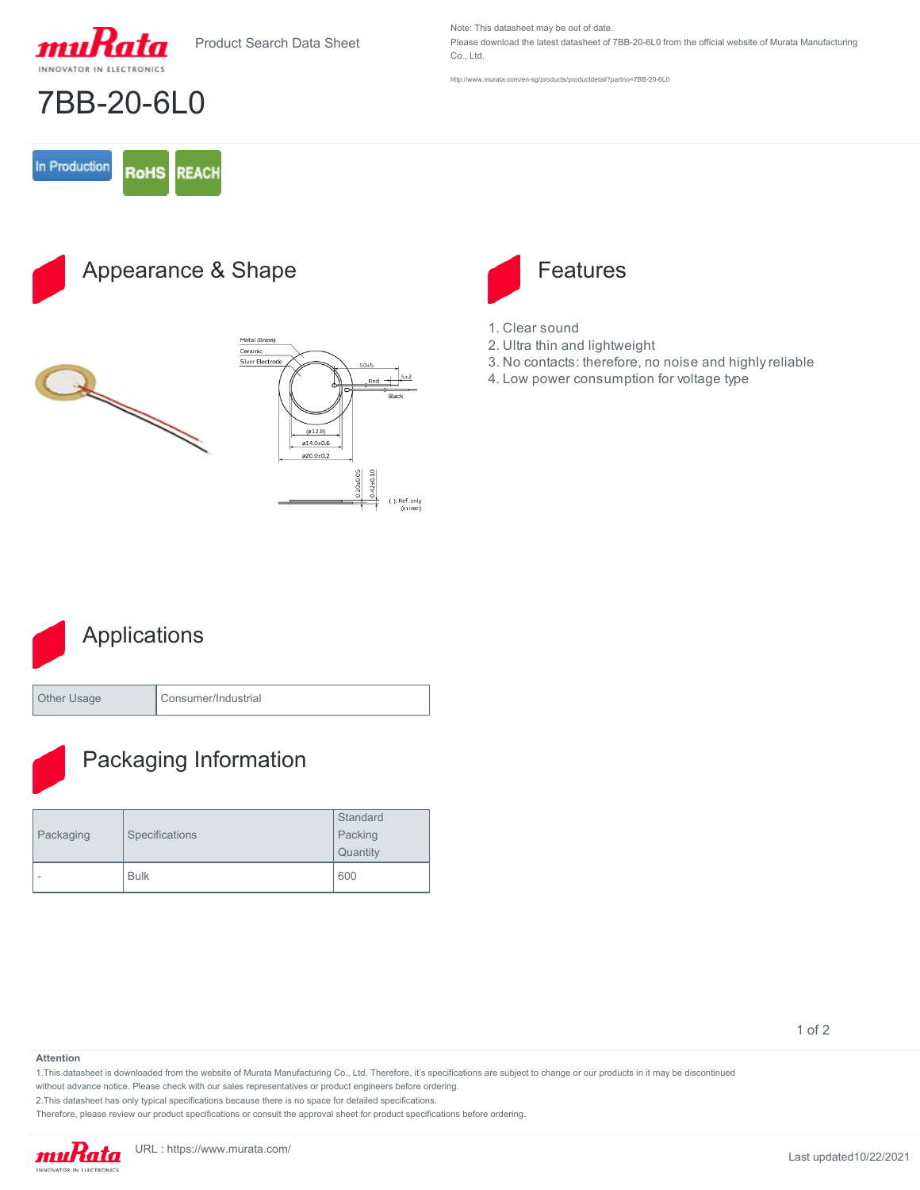Product Search Data Sheet

Note: This datasheet may be out of date.
Please download the latest datasheet of 7BB-20-6L0 from the official website of Murata Manufacturing Co., Ltd.

http://www.murata.com/en-sg/products/productdetail?partno=7BB-20-6L0

# 7BB-20-6L0

In Production | RoHS | REACH

## Appearance & Shape

Metal (Brass)
Ceramic
Silver Electrode
50±5
5±2
Red
Black
(ø12.8)
ø14.0±0.6
ø20.0±0.2
0.20±0.05
0.42±0.10
( ): Ref. only
(in mm)

## Features

1. Clear sound
2. Ultra thin and lightweight
3. No contacts: therefore, no noise and highly reliable
4. Low power consumption for voltage type

## Applications

| Other Usage | Consumer/Industrial |
|---|---|

## Packaging Information

| Packaging | Specifications | Standard Packing Quantity |
|---|---|---|
| - | Bulk | 600 |

**Attention**

1.This datasheet is downloaded from the website of Murata Manufacturing Co., Ltd. Therefore, it's specifications are subject to change or our products in it may be discontinued without advance notice. Please check with our sales representatives or product engineers before ordering.

2.This datasheet has only typical specifications because there is no space for detailed specifications.
Therefore, please review our product specifications or consult the approval sheet for product specifications before ordering.

URL : https://www.murata.com/

Last updated10/22/2021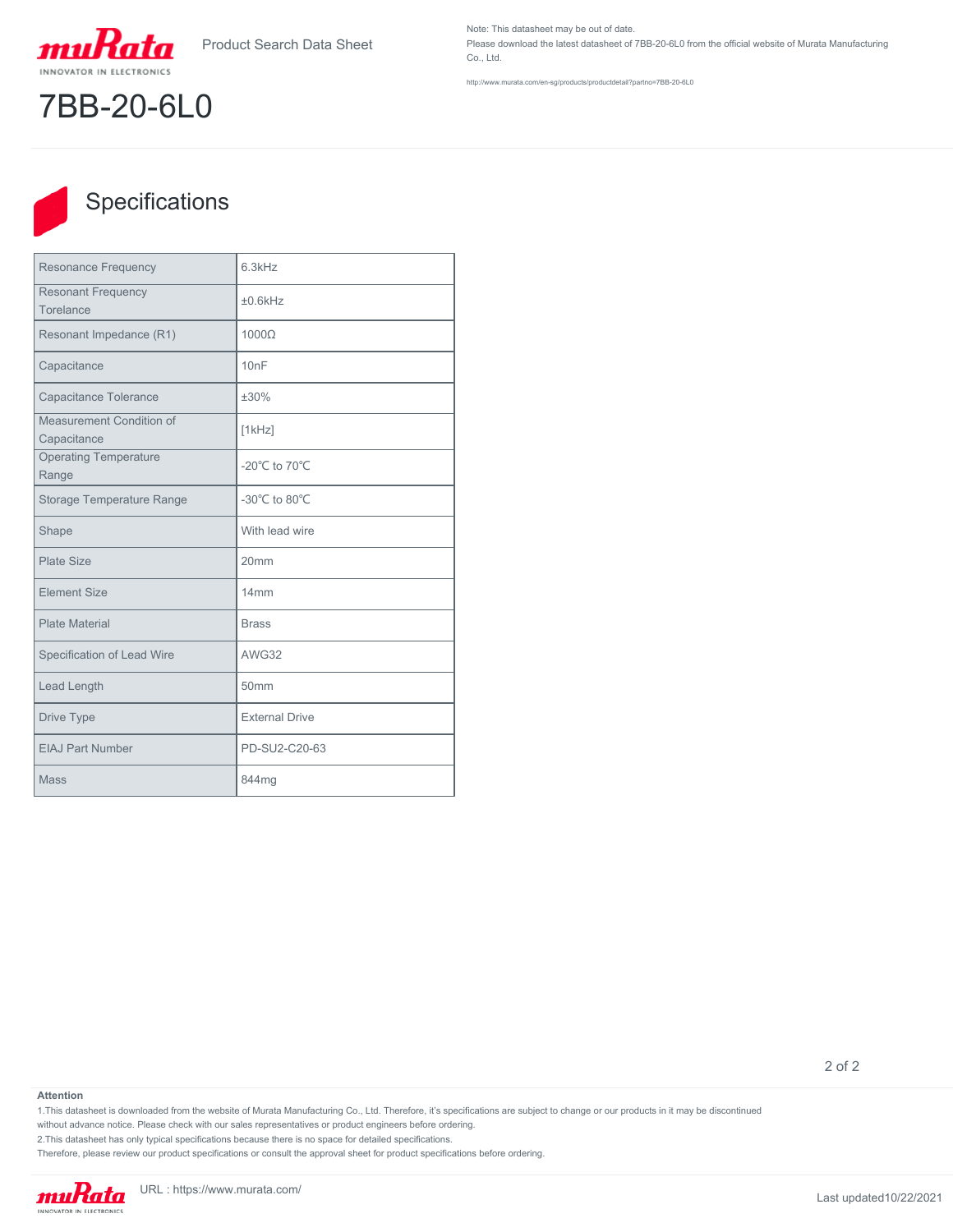Product Search Data Sheet

Note: This datasheet may be out of date.
Please download the latest datasheet of 7BB-20-6L0 from the official website of Murata Manufacturing Co., Ltd.

http://www.murata.com/en-sg/products/productdetail?partno=7BB-20-6L0

# 7BB-20-6L0

## Specifications

| | |
|---|---|
| Resonance Frequency | 6.3kHz |
| Resonant Frequency Torelance | ±0.6kHz |
| Resonant Impedance (R1) | 1000Ω |
| Capacitance | 10nF |
| Capacitance Tolerance | ±30% |
| Measurement Condition of Capacitance | [1kHz] |
| Operating Temperature Range | -20℃ to 70℃ |
| Storage Temperature Range | -30℃ to 80℃ |
| Shape | With lead wire |
| Plate Size | 20mm |
| Element Size | 14mm |
| Plate Material | Brass |
| Specification of Lead Wire | AWG32 |
| Lead Length | 50mm |
| Drive Type | External Drive |
| EIAJ Part Number | PD-SU2-C20-63 |
| Mass | 844mg |

**Attention**

1.This datasheet is downloaded from the website of Murata Manufacturing Co., Ltd. Therefore, it's specifications are subject to change or our products in it may be discontinued without advance notice. Please check with our sales representatives or product engineers before ordering.
2.This datasheet has only typical specifications because there is no space for detailed specifications.
Therefore, please review our product specifications or consult the approval sheet for product specifications before ordering.

URL : https://www.murata.com/

Last updated10/22/2021